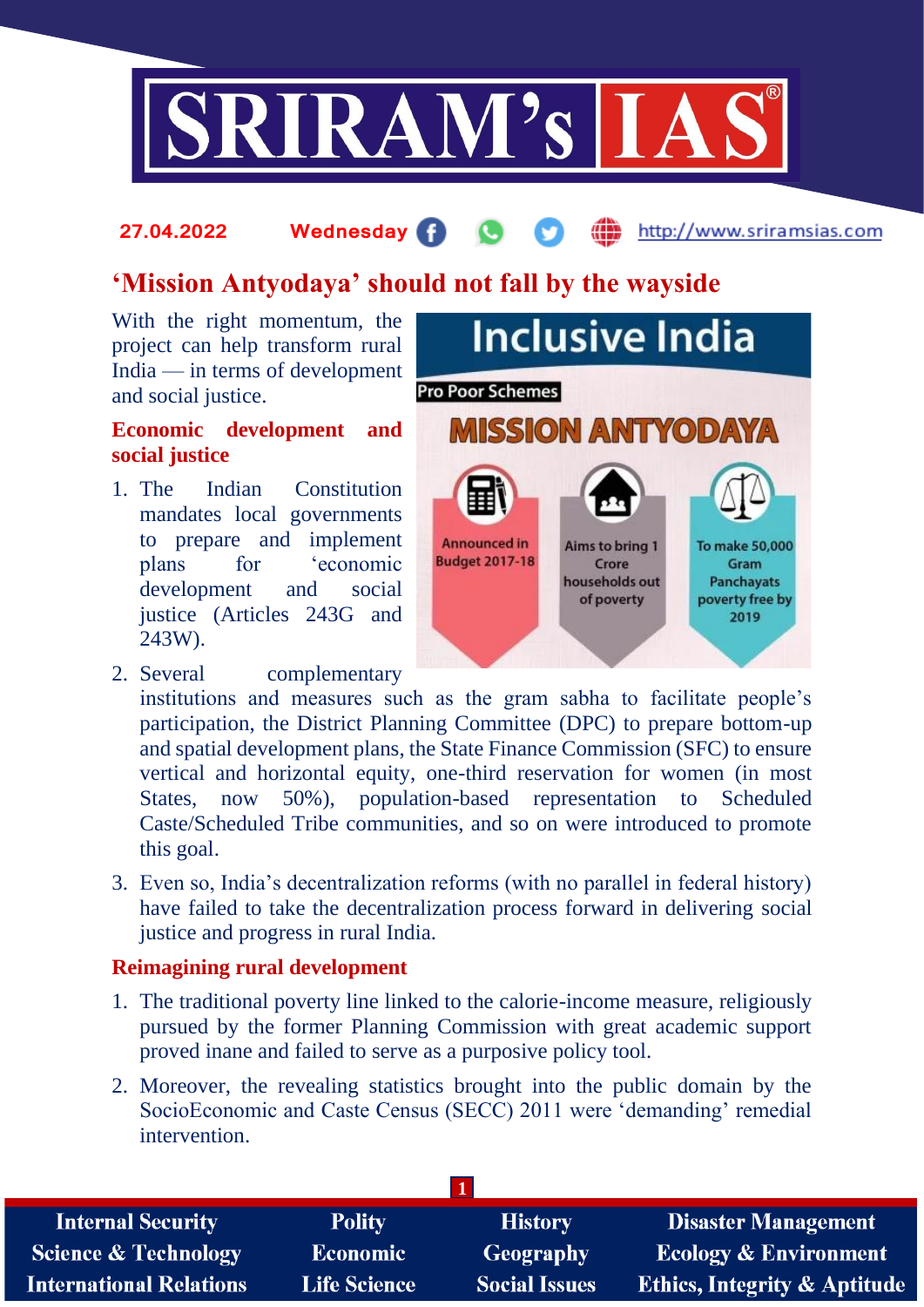27.04.2022 Wednesday http://www.sriramsias.com

# 'Mission Antyodaya' should not fall by the wayside

With the right momentum, the project can help transform rural India — in terms of development and social justice.

Inclusive India

Pro Poor Schemes

MISSION ANTYODAYA

Announced in Budget 2017-18

Aims to bring 1 Crore households out of poverty

To make 50,000 Gram Panchayats poverty free by 2019

## Economic development and social justice

1. The Indian Constitution mandates local governments to prepare and implement plans for 'economic development and social justice (Articles 243G and 243W).
2. Several complementary institutions and measures such as the gram sabha to facilitate people's participation, the District Planning Committee (DPC) to prepare bottom-up and spatial development plans, the State Finance Commission (SFC) to ensure vertical and horizontal equity, one-third reservation for women (in most States, now 50%), population-based representation to Scheduled Caste/Scheduled Tribe communities, and so on were introduced to promote this goal.
3. Even so, India's decentralization reforms (with no parallel in federal history) have failed to take the decentralization process forward in delivering social justice and progress in rural India.

## Reimagining rural development

1. The traditional poverty line linked to the calorie-income measure, religiously pursued by the former Planning Commission with great academic support proved inane and failed to serve as a purposive policy tool.
2. Moreover, the revealing statistics brought into the public domain by the SocioEconomic and Caste Census (SECC) 2011 were 'demanding' remedial intervention.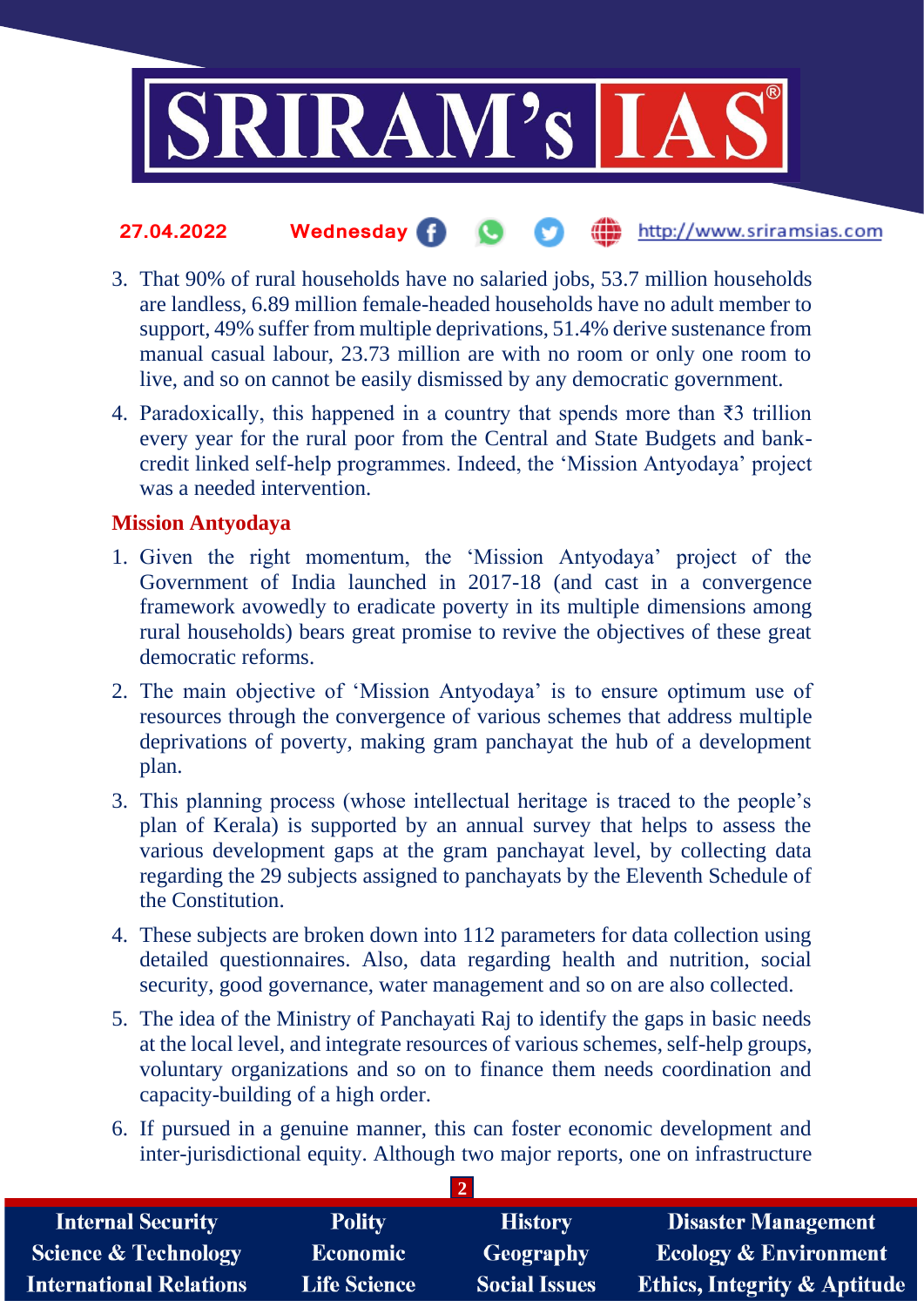3. That 90% of rural households have no salaried jobs, 53.7 million households are landless, 6.89 million female-headed households have no adult member to support, 49% suffer from multiple deprivations, 51.4% derive sustenance from manual casual labour, 23.73 million are with no room or only one room to live, and so on cannot be easily dismissed by any democratic government.
4. Paradoxically, this happened in a country that spends more than ₹3 trillion every year for the rural poor from the Central and State Budgets and bank-credit linked self-help programmes. Indeed, the 'Mission Antyodaya' project was a needed intervention.

## Mission Antyodaya

1. Given the right momentum, the 'Mission Antyodaya' project of the Government of India launched in 2017-18 (and cast in a convergence framework avowedly to eradicate poverty in its multiple dimensions among rural households) bears great promise to revive the objectives of these great democratic reforms.
2. The main objective of 'Mission Antyodaya' is to ensure optimum use of resources through the convergence of various schemes that address multiple deprivations of poverty, making gram panchayat the hub of a development plan.
3. This planning process (whose intellectual heritage is traced to the people's plan of Kerala) is supported by an annual survey that helps to assess the various development gaps at the gram panchayat level, by collecting data regarding the 29 subjects assigned to panchayats by the Eleventh Schedule of the Constitution.
4. These subjects are broken down into 112 parameters for data collection using detailed questionnaires. Also, data regarding health and nutrition, social security, good governance, water management and so on are also collected.
5. The idea of the Ministry of Panchayati Raj to identify the gaps in basic needs at the local level, and integrate resources of various schemes, self-help groups, voluntary organizations and so on to finance them needs coordination and capacity-building of a high order.
6. If pursued in a genuine manner, this can foster economic development and inter-jurisdictional equity. Although two major reports, one on infrastructure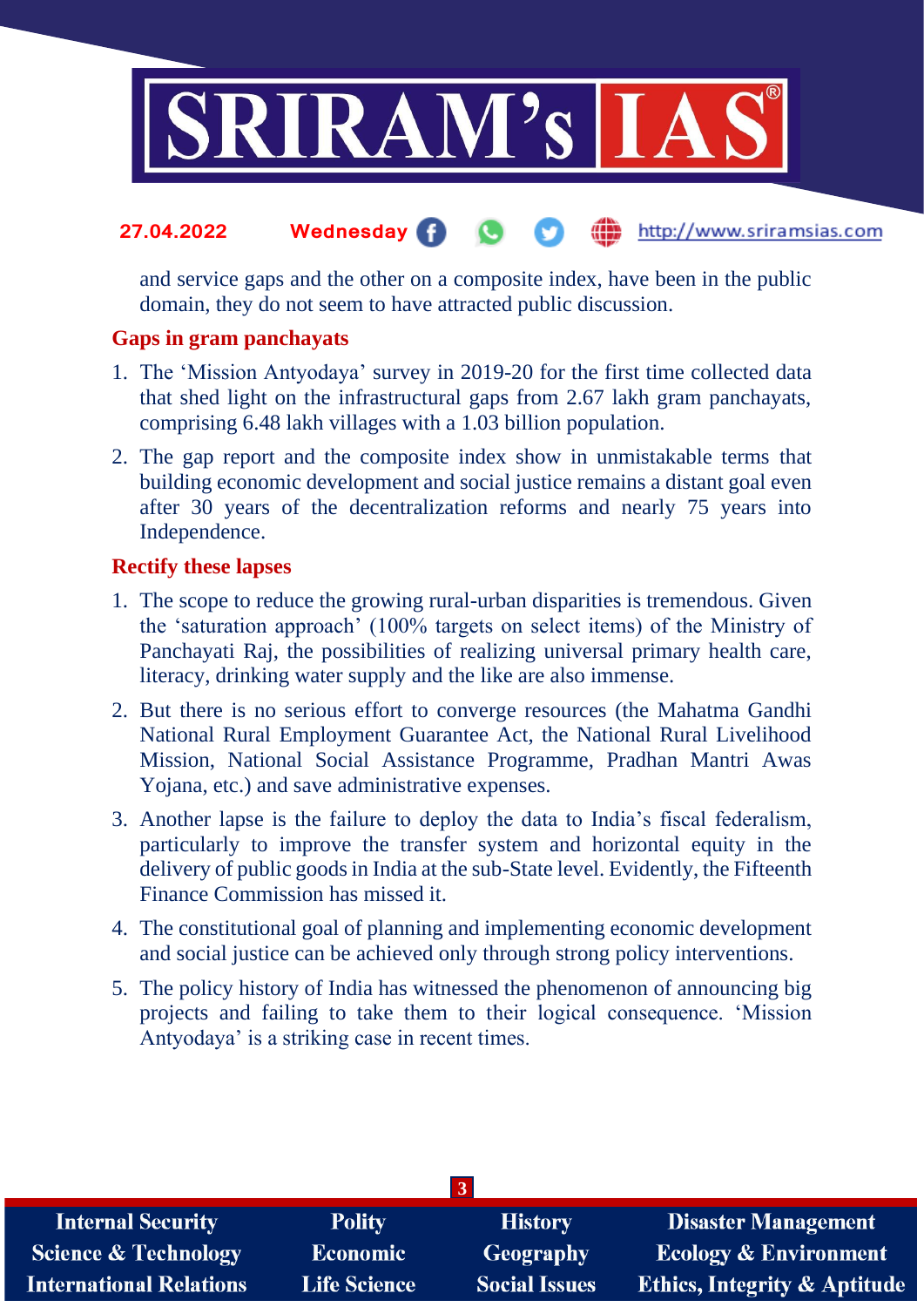and service gaps and the other on a composite index, have been in the public domain, they do not seem to have attracted public discussion.

## Gaps in gram panchayats

1. The ‘Mission Antyodaya’ survey in 2019-20 for the first time collected data that shed light on the infrastructural gaps from 2.67 lakh gram panchayats, comprising 6.48 lakh villages with a 1.03 billion population.
2. The gap report and the composite index show in unmistakable terms that building economic development and social justice remains a distant goal even after 30 years of the decentralization reforms and nearly 75 years into Independence.

## Rectify these lapses

1. The scope to reduce the growing rural-urban disparities is tremendous. Given the ‘saturation approach’ (100% targets on select items) of the Ministry of Panchayati Raj, the possibilities of realizing universal primary health care, literacy, drinking water supply and the like are also immense.
2. But there is no serious effort to converge resources (the Mahatma Gandhi National Rural Employment Guarantee Act, the National Rural Livelihood Mission, National Social Assistance Programme, Pradhan Mantri Awas Yojana, etc.) and save administrative expenses.
3. Another lapse is the failure to deploy the data to India’s fiscal federalism, particularly to improve the transfer system and horizontal equity in the delivery of public goods in India at the sub-State level. Evidently, the Fifteenth Finance Commission has missed it.
4. The constitutional goal of planning and implementing economic development and social justice can be achieved only through strong policy interventions.
5. The policy history of India has witnessed the phenomenon of announcing big projects and failing to take them to their logical consequence. ‘Mission Antyodaya’ is a striking case in recent times.